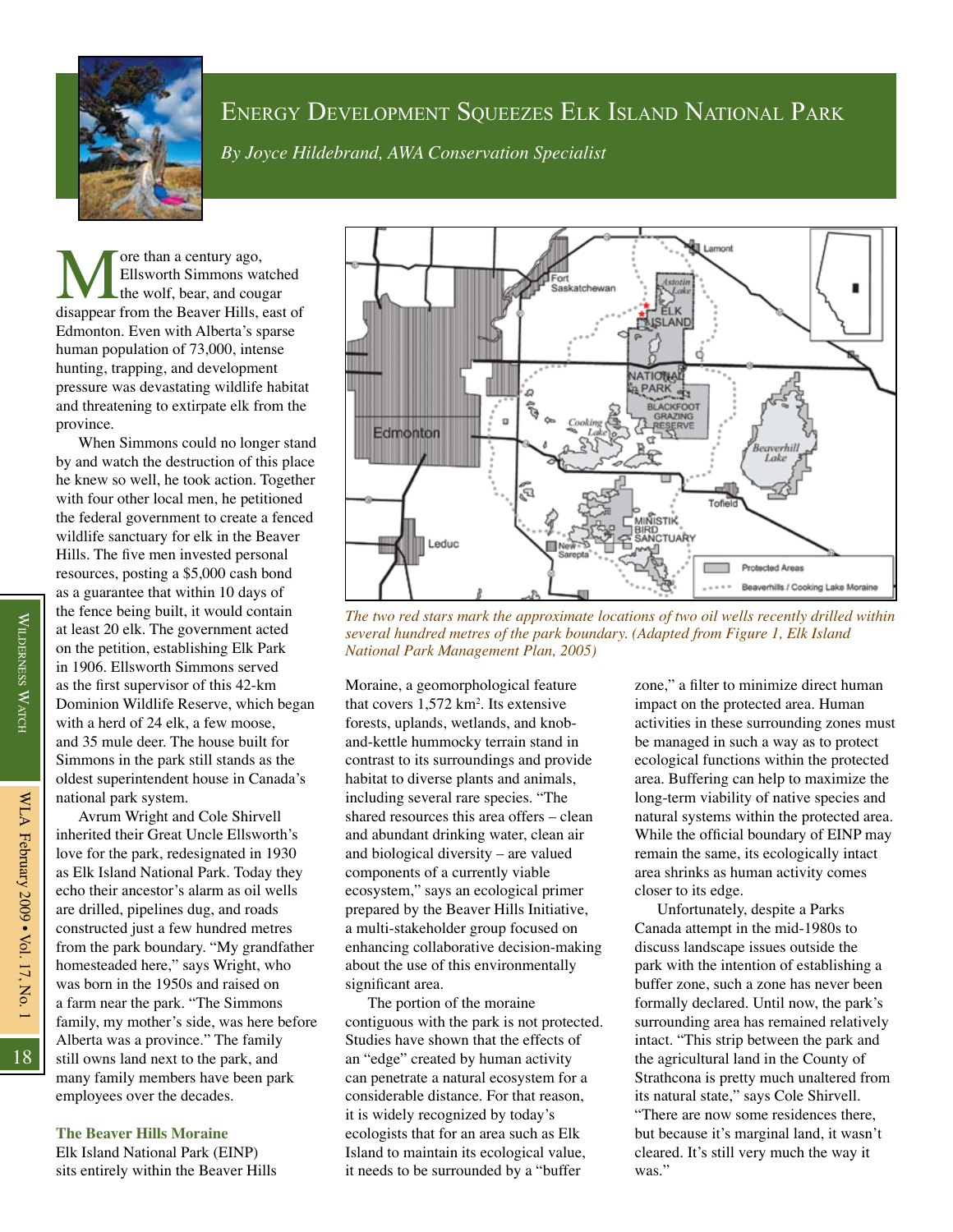# Energy Development Squeezes Elk Island National Park

*By Joyce Hildebrand, AWA Conservation Specialist*

More than a century ago, Ellsworth Simmons watched the wolf, bear, and cougar disappear from the Beaver Hills, east of Edmonton. Even with Alberta's sparse human population of 73,000, intense hunting, trapping, and development pressure was devastating wildlife habitat and threatening to extirpate elk from the province.

When Simmons could no longer stand by and watch the destruction of this place he knew so well, he took action. Together with four other local men, he petitioned the federal government to create a fenced wildlife sanctuary for elk in the Beaver Hills. The five men invested personal resources, posting a $5,000 cash bond as a guarantee that within 10 days of the fence being built, it would contain at least 20 elk. The government acted on the petition, establishing Elk Park in 1906. Ellsworth Simmons served as the first supervisor of this 42-km Dominion Wildlife Reserve, which began with a herd of 24 elk, a few moose, and 35 mule deer. The house built for Simmons in the park still stands as the oldest superintendent house in Canada's national park system.

Avrum Wright and Cole Shirvell inherited their Great Uncle Ellsworth's love for the park, redesignated in 1930 as Elk Island National Park. Today they echo their ancestor's alarm as oil wells are drilled, pipelines dug, and roads constructed just a few hundred metres from the park boundary. "My grandfather homesteaded here," says Wright, who was born in the 1950s and raised on a farm near the park. "The Simmons family, my mother's side, was here before Alberta was a province." The family still owns land next to the park, and many family members have been park employees over the decades.

*The two red stars mark the approximate locations of two oil wells recently drilled within several hundred metres of the park boundary. (Adapted from Figure 1, Elk Island National Park Management Plan, 2005)*

### The Beaver Hills Moraine

Elk Island National Park (EINP) sits entirely within the Beaver Hills Moraine, a geomorphological feature that covers 1,572 km². Its extensive forests, uplands, wetlands, and knob-and-kettle hummocky terrain stand in contrast to its surroundings and provide habitat to diverse plants and animals, including several rare species. "The shared resources this area offers – clean and abundant drinking water, clean air and biological diversity – are valued components of a currently viable ecosystem," says an ecological primer prepared by the Beaver Hills Initiative, a multi-stakeholder group focused on enhancing collaborative decision-making about the use of this environmentally significant area.

The portion of the moraine contiguous with the park is not protected. Studies have shown that the effects of an "edge" created by human activity can penetrate a natural ecosystem for a considerable distance. For that reason, it is widely recognized by today's ecologists that for an area such as Elk Island to maintain its ecological value, it needs to be surrounded by a "buffer zone," a filter to minimize direct human impact on the protected area. Human activities in these surrounding zones must be managed in such a way as to protect ecological functions within the protected area. Buffering can help to maximize the long-term viability of native species and natural systems within the protected area. While the official boundary of EINP may remain the same, its ecologically intact area shrinks as human activity comes closer to its edge.

Unfortunately, despite a Parks Canada attempt in the mid-1980s to discuss landscape issues outside the park with the intention of establishing a buffer zone, such a zone has never been formally declared. Until now, the park's surrounding area has remained relatively intact. "This strip between the park and the agricultural land in the County of Strathcona is pretty much unaltered from its natural state," says Cole Shirvell. "There are now some residences there, but because it's marginal land, it wasn't cleared. It's still very much the way it was."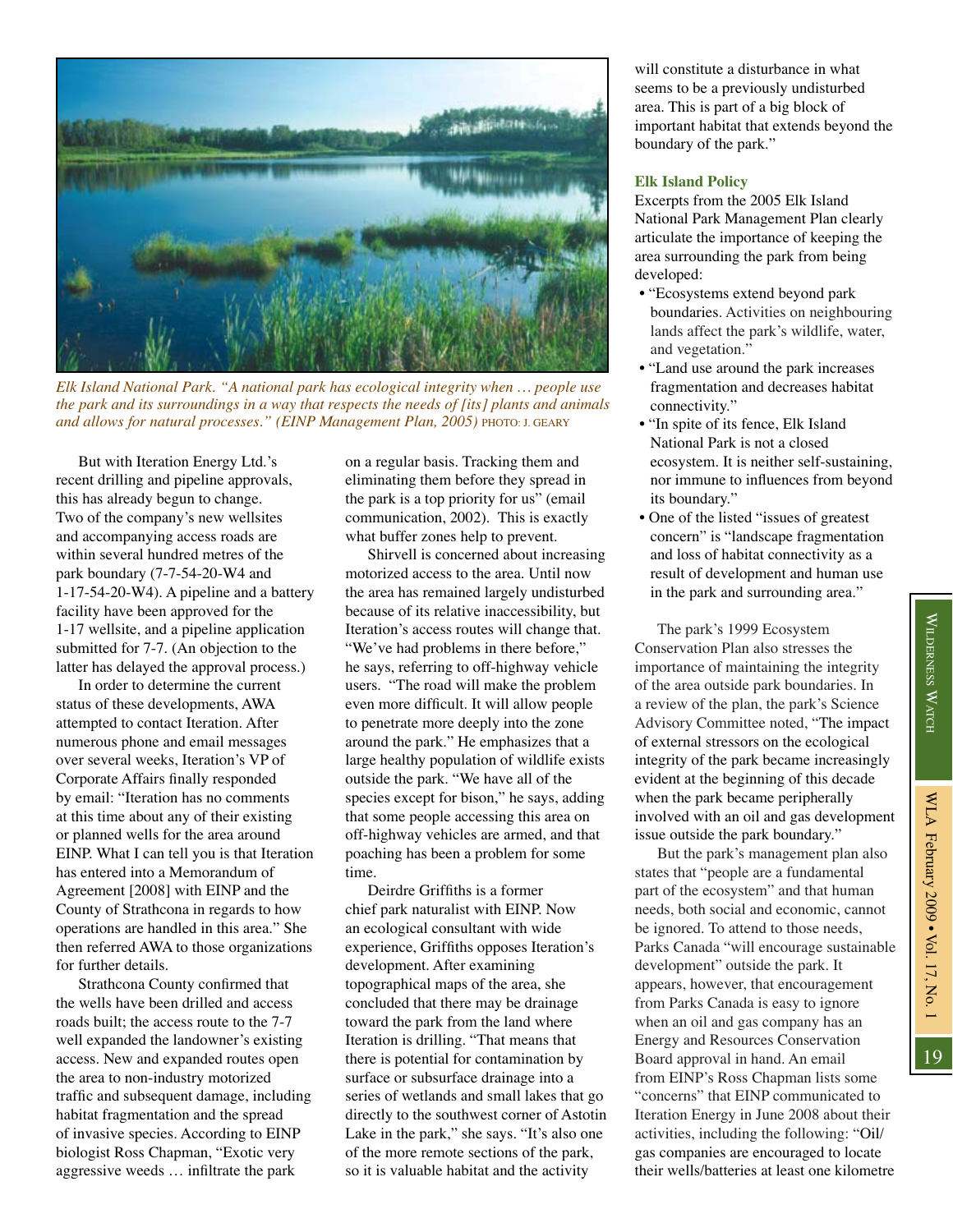*Elk Island National Park. "A national park has ecological integrity when … people use the park and its surroundings in a way that respects the needs of [its] plants and animals and allows for natural processes." (EINP Management Plan, 2005)* PHOTO: J. GEARY

But with Iteration Energy Ltd.'s recent drilling and pipeline approvals, this has already begun to change. Two of the company's new wellsites and accompanying access roads are within several hundred metres of the park boundary (7-7-54-20-W4 and 1-17-54-20-W4). A pipeline and a battery facility have been approved for the 1-17 wellsite, and a pipeline application submitted for 7-7. (An objection to the latter has delayed the approval process.)

In order to determine the current status of these developments, AWA attempted to contact Iteration. After numerous phone and email messages over several weeks, Iteration's VP of Corporate Affairs finally responded by email: "Iteration has no comments at this time about any of their existing or planned wells for the area around EINP. What I can tell you is that Iteration has entered into a Memorandum of Agreement [2008] with EINP and the County of Strathcona in regards to how operations are handled in this area." She then referred AWA to those organizations for further details.

Strathcona County confirmed that the wells have been drilled and access roads built; the access route to the 7-7 well expanded the landowner's existing access. New and expanded routes open the area to non-industry motorized traffic and subsequent damage, including habitat fragmentation and the spread of invasive species. According to EINP biologist Ross Chapman, "Exotic very aggressive weeds … infiltrate the park on a regular basis. Tracking them and eliminating them before they spread in the park is a top priority for us" (email communication, 2002). This is exactly what buffer zones help to prevent.

Shirvell is concerned about increasing motorized access to the area. Until now the area has remained largely undisturbed because of its relative inaccessibility, but Iteration's access routes will change that. "We've had problems in there before," he says, referring to off-highway vehicle users. "The road will make the problem even more difficult. It will allow people to penetrate more deeply into the zone around the park." He emphasizes that a large healthy population of wildlife exists outside the park. "We have all of the species except for bison," he says, adding that some people accessing this area on off-highway vehicles are armed, and that poaching has been a problem for some time.

Deirdre Griffiths is a former chief park naturalist with EINP. Now an ecological consultant with wide experience, Griffiths opposes Iteration's development. After examining topographical maps of the area, she concluded that there may be drainage toward the park from the land where Iteration is drilling. "That means that there is potential for contamination by surface or subsurface drainage into a series of wetlands and small lakes that go directly to the southwest corner of Astotin Lake in the park," she says. "It's also one of the more remote sections of the park, so it is valuable habitat and the activity will constitute a disturbance in what seems to be a previously undisturbed area. This is part of a big block of important habitat that extends beyond the boundary of the park."

### Elk Island Policy

Excerpts from the 2005 Elk Island National Park Management Plan clearly articulate the importance of keeping the area surrounding the park from being developed:

- "Ecosystems extend beyond park boundaries. Activities on neighbouring lands affect the park's wildlife, water, and vegetation."
- "Land use around the park increases fragmentation and decreases habitat connectivity."
- "In spite of its fence, Elk Island National Park is not a closed ecosystem. It is neither self-sustaining, nor immune to influences from beyond its boundary."
- One of the listed "issues of greatest concern" is "landscape fragmentation and loss of habitat connectivity as a result of development and human use in the park and surrounding area."

The park's 1999 Ecosystem Conservation Plan also stresses the importance of maintaining the integrity of the area outside park boundaries. In a review of the plan, the park's Science Advisory Committee noted, "The impact of external stressors on the ecological integrity of the park became increasingly evident at the beginning of this decade when the park became peripherally involved with an oil and gas development issue outside the park boundary."

But the park's management plan also states that "people are a fundamental part of the ecosystem" and that human needs, both social and economic, cannot be ignored. To attend to those needs, Parks Canada "will encourage sustainable development" outside the park. It appears, however, that encouragement from Parks Canada is easy to ignore when an oil and gas company has an Energy and Resources Conservation Board approval in hand. An email from EINP's Ross Chapman lists some "concerns" that EINP communicated to Iteration Energy in June 2008 about their activities, including the following: "Oil/gas companies are encouraged to locate their wells/batteries at least one kilometre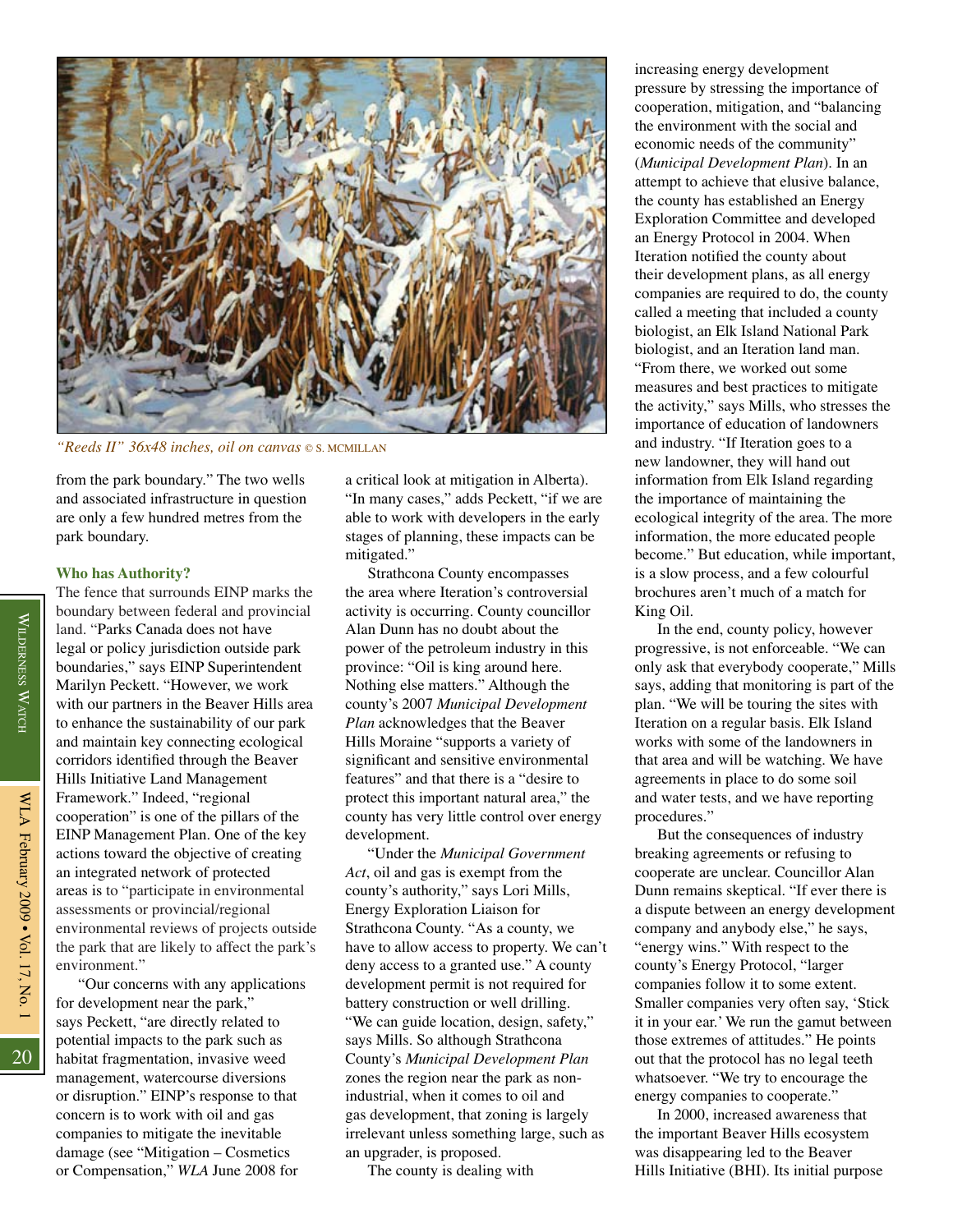*"Reeds II" 36x48 inches, oil on canvas* © S. MCMILLAN

from the park boundary." The two wells and associated infrastructure in question are only a few hundred metres from the park boundary.

### Who has Authority?

The fence that surrounds EINP marks the boundary between federal and provincial land. "Parks Canada does not have legal or policy jurisdiction outside park boundaries," says EINP Superintendent Marilyn Peckett. "However, we work with our partners in the Beaver Hills area to enhance the sustainability of our park and maintain key connecting ecological corridors identified through the Beaver Hills Initiative Land Management Framework." Indeed, "regional cooperation" is one of the pillars of the EINP Management Plan. One of the key actions toward the objective of creating an integrated network of protected areas is to "participate in environmental assessments or provincial/regional environmental reviews of projects outside the park that are likely to affect the park's environment."

"Our concerns with any applications for development near the park," says Peckett, "are directly related to potential impacts to the park such as habitat fragmentation, invasive weed management, watercourse diversions or disruption." EINP's response to that concern is to work with oil and gas companies to mitigate the inevitable damage (see "Mitigation – Cosmetics or Compensation," *WLA* June 2008 for a critical look at mitigation in Alberta). "In many cases," adds Peckett, "if we are able to work with developers in the early stages of planning, these impacts can be mitigated."

Strathcona County encompasses the area where Iteration's controversial activity is occurring. County councillor Alan Dunn has no doubt about the power of the petroleum industry in this province: "Oil is king around here. Nothing else matters." Although the county's 2007 *Municipal Development Plan* acknowledges that the Beaver Hills Moraine "supports a variety of significant and sensitive environmental features" and that there is a "desire to protect this important natural area," the county has very little control over energy development.

"Under the *Municipal Government Act*, oil and gas is exempt from the county's authority," says Lori Mills, Energy Exploration Liaison for Strathcona County. "As a county, we have to allow access to property. We can't deny access to a granted use." A county development permit is not required for battery construction or well drilling. "We can guide location, design, safety," says Mills. So although Strathcona County's *Municipal Development Plan* zones the region near the park as non-industrial, when it comes to oil and gas development, that zoning is largely irrelevant unless something large, such as an upgrader, is proposed.

The county is dealing with increasing energy development pressure by stressing the importance of cooperation, mitigation, and "balancing the environment with the social and economic needs of the community" (*Municipal Development Plan*). In an attempt to achieve that elusive balance, the county has established an Energy Exploration Committee and developed an Energy Protocol in 2004. When Iteration notified the county about their development plans, as all energy companies are required to do, the county called a meeting that included a county biologist, an Elk Island National Park biologist, and an Iteration land man. "From there, we worked out some measures and best practices to mitigate the activity," says Mills, who stresses the importance of education of landowners and industry. "If Iteration goes to a new landowner, they will hand out information from Elk Island regarding the importance of maintaining the ecological integrity of the area. The more information, the more educated people become." But education, while important, is a slow process, and a few colourful brochures aren't much of a match for King Oil.

In the end, county policy, however progressive, is not enforceable. "We can only ask that everybody cooperate," Mills says, adding that monitoring is part of the plan. "We will be touring the sites with Iteration on a regular basis. Elk Island works with some of the landowners in that area and will be watching. We have agreements in place to do some soil and water tests, and we have reporting procedures."

But the consequences of industry breaking agreements or refusing to cooperate are unclear. Councillor Alan Dunn remains skeptical. "If ever there is a dispute between an energy development company and anybody else," he says, "energy wins." With respect to the county's Energy Protocol, "larger companies follow it to some extent. Smaller companies very often say, 'Stick it in your ear.' We run the gamut between those extremes of attitudes." He points out that the protocol has no legal teeth whatsoever. "We try to encourage the energy companies to cooperate."

In 2000, increased awareness that the important Beaver Hills ecosystem was disappearing led to the Beaver Hills Initiative (BHI). Its initial purpose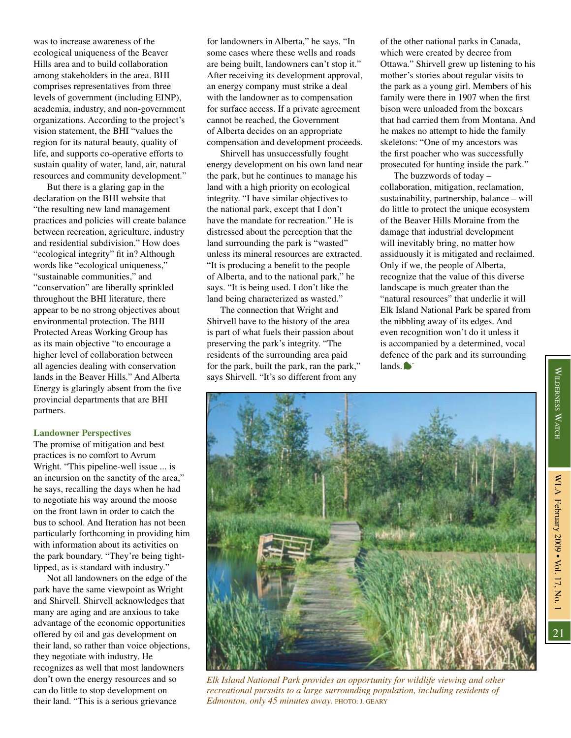was to increase awareness of the ecological uniqueness of the Beaver Hills area and to build collaboration among stakeholders in the area. BHI comprises representatives from three levels of government (including EINP), academia, industry, and non-government organizations. According to the project's vision statement, the BHI "values the region for its natural beauty, quality of life, and supports co-operative efforts to sustain quality of water, land, air, natural resources and community development."

But there is a glaring gap in the declaration on the BHI website that "the resulting new land management practices and policies will create balance between recreation, agriculture, industry and residential subdivision." How does "ecological integrity" fit in? Although words like "ecological uniqueness," "sustainable communities," and "conservation" are liberally sprinkled throughout the BHI literature, there appear to be no strong objectives about environmental protection. The BHI Protected Areas Working Group has as its main objective "to encourage a higher level of collaboration between all agencies dealing with conservation lands in the Beaver Hills." And Alberta Energy is glaringly absent from the five provincial departments that are BHI partners.

### Landowner Perspectives

The promise of mitigation and best practices is no comfort to Avrum Wright. "This pipeline-well issue ... is an incursion on the sanctity of the area," he says, recalling the days when he had to negotiate his way around the moose on the front lawn in order to catch the bus to school. And Iteration has not been particularly forthcoming in providing him with information about its activities on the park boundary. "They're being tight-lipped, as is standard with industry."

Not all landowners on the edge of the park have the same viewpoint as Wright and Shirvell. Shirvell acknowledges that many are aging and are anxious to take advantage of the economic opportunities offered by oil and gas development on their land, so rather than voice objections, they negotiate with industry. He recognizes as well that most landowners don't own the energy resources and so can do little to stop development on their land. "This is a serious grievance for landowners in Alberta," he says. "In some cases where these wells and roads are being built, landowners can't stop it." After receiving its development approval, an energy company must strike a deal with the landowner as to compensation for surface access. If a private agreement cannot be reached, the Government of Alberta decides on an appropriate compensation and development proceeds.

Shirvell has unsuccessfully fought energy development on his own land near the park, but he continues to manage his land with a high priority on ecological integrity. "I have similar objectives to the national park, except that I don't have the mandate for recreation." He is distressed about the perception that the land surrounding the park is "wasted" unless its mineral resources are extracted. "It is producing a benefit to the people of Alberta, and to the national park," he says. "It is being used. I don't like the land being characterized as wasted."

The connection that Wright and Shirvell have to the history of the area is part of what fuels their passion about preserving the park's integrity. "The residents of the surrounding area paid for the park, built the park, ran the park," says Shirvell. "It's so different from any of the other national parks in Canada, which were created by decree from Ottawa." Shirvell grew up listening to his mother's stories about regular visits to the park as a young girl. Members of his family were there in 1907 when the first bison were unloaded from the boxcars that had carried them from Montana. And he makes no attempt to hide the family skeletons: "One of my ancestors was the first poacher who was successfully prosecuted for hunting inside the park."

The buzzwords of today – collaboration, mitigation, reclamation, sustainability, partnership, balance – will do little to protect the unique ecosystem of the Beaver Hills Moraine from the damage that industrial development will inevitably bring, no matter how assiduously it is mitigated and reclaimed. Only if we, the people of Alberta, recognize that the value of this diverse landscape is much greater than the "natural resources" that underlie it will Elk Island National Park be spared from the nibbling away of its edges. And even recognition won't do it unless it is accompanied by a determined, vocal defence of the park and its surrounding lands.

*Elk Island National Park provides an opportunity for wildlife viewing and other recreational pursuits to a large surrounding population, including residents of Edmonton, only 45 minutes away.* PHOTO: J. GEARY